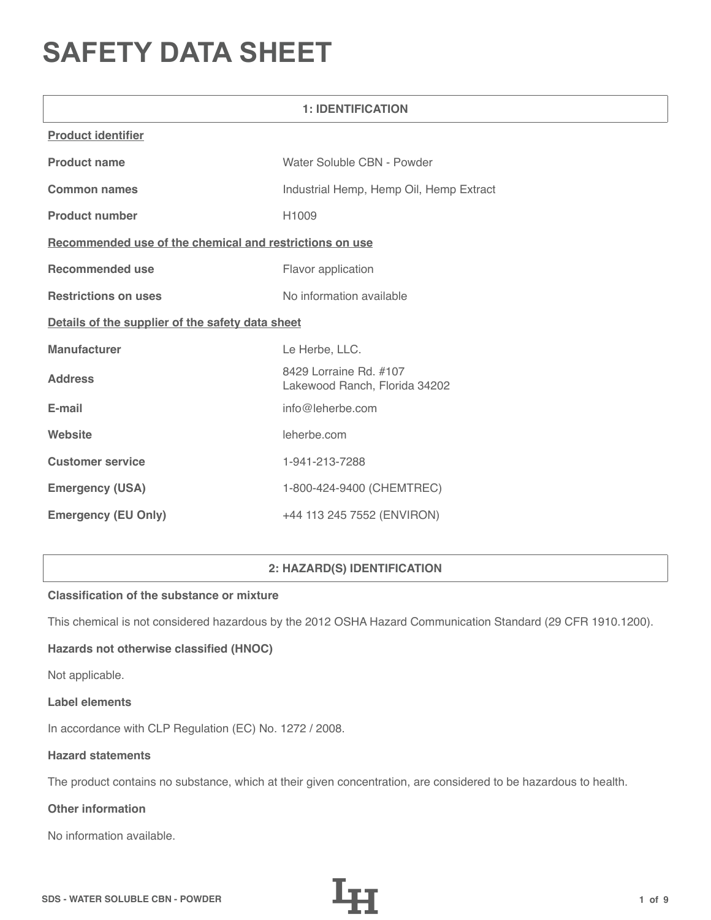# SAFETY DATA SHEET

## 1: IDENTIFICATION

**Product identifier**

| | |
|---|---|
| **Product name** | Water Soluble CBN - Powder |
| **Common names** | Industrial Hemp, Hemp Oil, Hemp Extract |
| **Product number** | H1009 |

**Recommended use of the chemical and restrictions on use**

| | |
|---|---|
| **Recommended use** | Flavor application |
| **Restrictions on uses** | No information available |

**Details of the supplier of the safety data sheet**

| | |
|---|---|
| **Manufacturer** | Le Herbe, LLC. |
| **Address** | 8429 Lorraine Rd. #107<br>Lakewood Ranch, Florida 34202 |
| **E-mail** | info@leherbe.com |
| **Website** | leherbe.com |
| **Customer service** | 1-941-213-7288 |
| **Emergency (USA)** | 1-800-424-9400 (CHEMTREC) |
| **Emergency (EU Only)** | +44 113 245 7552 (ENVIRON) |

## 2: HAZARD(S) IDENTIFICATION

**Classification of the substance or mixture**

This chemical is not considered hazardous by the 2012 OSHA Hazard Communication Standard (29 CFR 1910.1200).

**Hazards not otherwise classified (HNOC)**

Not applicable.

**Label elements**

In accordance with CLP Regulation (EC) No. 1272 / 2008.

**Hazard statements**

The product contains no substance, which at their given concentration, are considered to be hazardous to health.

**Other information**

No information available.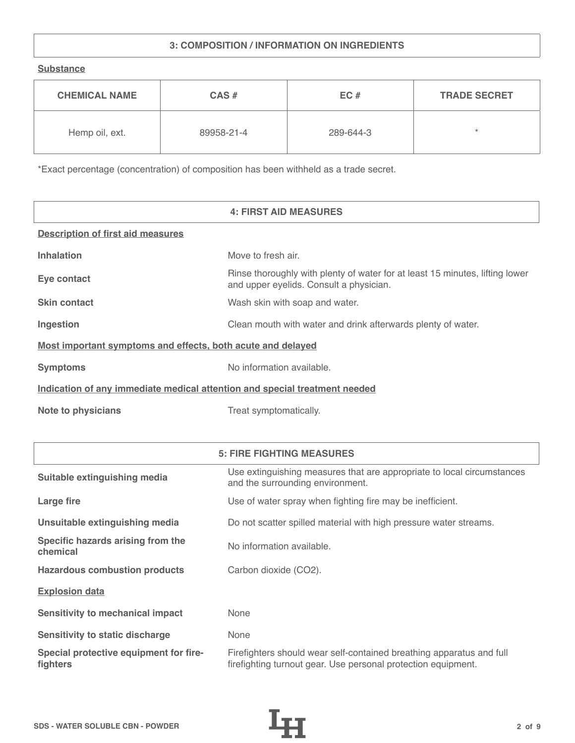## 3: COMPOSITION / INFORMATION ON INGREDIENTS

**Substance**

| CHEMICAL NAME | CAS # | EC # | TRADE SECRET |
|---|---|---|---|
| Hemp oil, ext. | 89958-21-4 | 289-644-3 | * |

*Exact percentage (concentration) of composition has been withheld as a trade secret.

## 4: FIRST AID MEASURES

**Description of first aid measures**

**Inhalation** Move to fresh air.

**Eye contact** Rinse thoroughly with plenty of water for at least 15 minutes, lifting lower and upper eyelids. Consult a physician.

**Skin contact** Wash skin with soap and water.

**Ingestion** Clean mouth with water and drink afterwards plenty of water.

**Most important symptoms and effects, both acute and delayed**

**Symptoms** No information available.

**Indication of any immediate medical attention and special treatment needed**

**Note to physicians** Treat symptomatically.

## 5: FIRE FIGHTING MEASURES

**Suitable extinguishing media** Use extinguishing measures that are appropriate to local circumstances and the surrounding environment.

**Large fire** Use of water spray when fighting fire may be inefficient.

**Unsuitable extinguishing media** Do not scatter spilled material with high pressure water streams.

**Specific hazards arising from the chemical** No information available.

**Hazardous combustion products** Carbon dioxide ($CO_2$).

**Explosion data**

**Sensitivity to mechanical impact** None

**Sensitivity to static discharge** None

**Special protective equipment for fire-fighters** Firefighters should wear self-contained breathing apparatus and full firefighting turnout gear. Use personal protection equipment.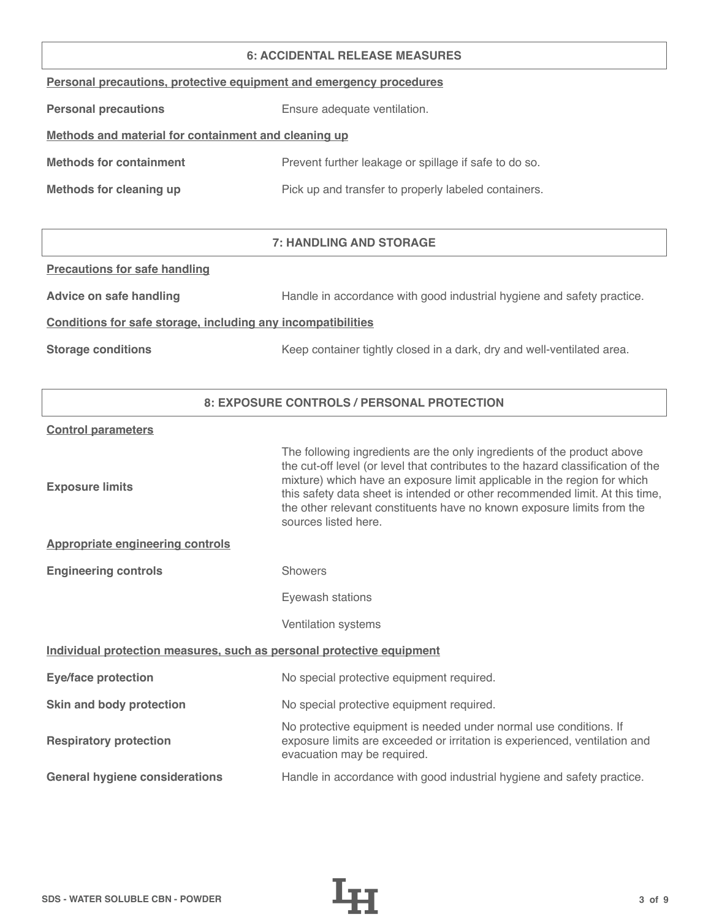## 6: ACCIDENTAL RELEASE MEASURES

**Personal precautions, protective equipment and emergency procedures**

| | |
|---|---|
| **Personal precautions** | Ensure adequate ventilation. |

**Methods and material for containment and cleaning up**

| | |
|---|---|
| **Methods for containment** | Prevent further leakage or spillage if safe to do so. |
| **Methods for cleaning up** | Pick up and transfer to properly labeled containers. |

## 7: HANDLING AND STORAGE

**Precautions for safe handling**

| | |
|---|---|
| **Advice on safe handling** | Handle in accordance with good industrial hygiene and safety practice. |

**Conditions for safe storage, including any incompatibilities**

| | |
|---|---|
| **Storage conditions** | Keep container tightly closed in a dark, dry and well-ventilated area. |

## 8: EXPOSURE CONTROLS / PERSONAL PROTECTION

**Control parameters**

| | |
|---|---|
| **Exposure limits** | The following ingredients are the only ingredients of the product above the cut-off level (or level that contributes to the hazard classification of the mixture) which have an exposure limit applicable in the region for which this safety data sheet is intended or other recommended limit. At this time, the other relevant constituents have no known exposure limits from the sources listed here. |

**Appropriate engineering controls**

| | |
|---|---|
| **Engineering controls** | Showers |
| | Eyewash stations |
| | Ventilation systems |

**Individual protection measures, such as personal protective equipment**

| | |
|---|---|
| **Eye/face protection** | No special protective equipment required. |
| **Skin and body protection** | No special protective equipment required. |
| **Respiratory protection** | No protective equipment is needed under normal use conditions. If exposure limits are exceeded or irritation is experienced, ventilation and evacuation may be required. |
| **General hygiene considerations** | Handle in accordance with good industrial hygiene and safety practice. |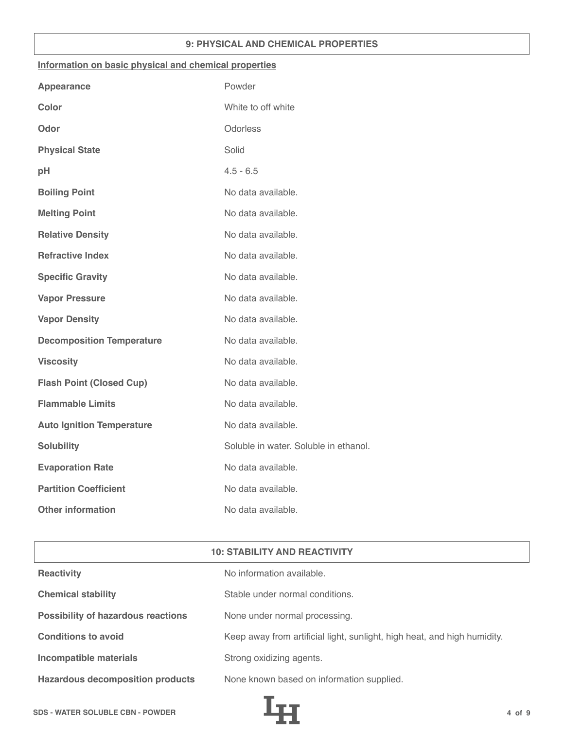## 9: PHYSICAL AND CHEMICAL PROPERTIES

**Information on basic physical and chemical properties**

| Property | Value |
|---|---|
| **Appearance** | Powder |
| **Color** | White to off white |
| **Odor** | Odorless |
| **Physical State** | Solid |
| **pH** | 4.5 - 6.5 |
| **Boiling Point** | No data available. |
| **Melting Point** | No data available. |
| **Relative Density** | No data available. |
| **Refractive Index** | No data available. |
| **Specific Gravity** | No data available. |
| **Vapor Pressure** | No data available. |
| **Vapor Density** | No data available. |
| **Decomposition Temperature** | No data available. |
| **Viscosity** | No data available. |
| **Flash Point (Closed Cup)** | No data available. |
| **Flammable Limits** | No data available. |
| **Auto Ignition Temperature** | No data available. |
| **Solubility** | Soluble in water. Soluble in ethanol. |
| **Evaporation Rate** | No data available. |
| **Partition Coefficient** | No data available. |
| **Other information** | No data available. |

## 10: STABILITY AND REACTIVITY

| Property | Value |
|---|---|
| **Reactivity** | No information available. |
| **Chemical stability** | Stable under normal conditions. |
| **Possibility of hazardous reactions** | None under normal processing. |
| **Conditions to avoid** | Keep away from artificial light, sunlight, high heat, and high humidity. |
| **Incompatible materials** | Strong oxidizing agents. |
| **Hazardous decomposition products** | None known based on information supplied. |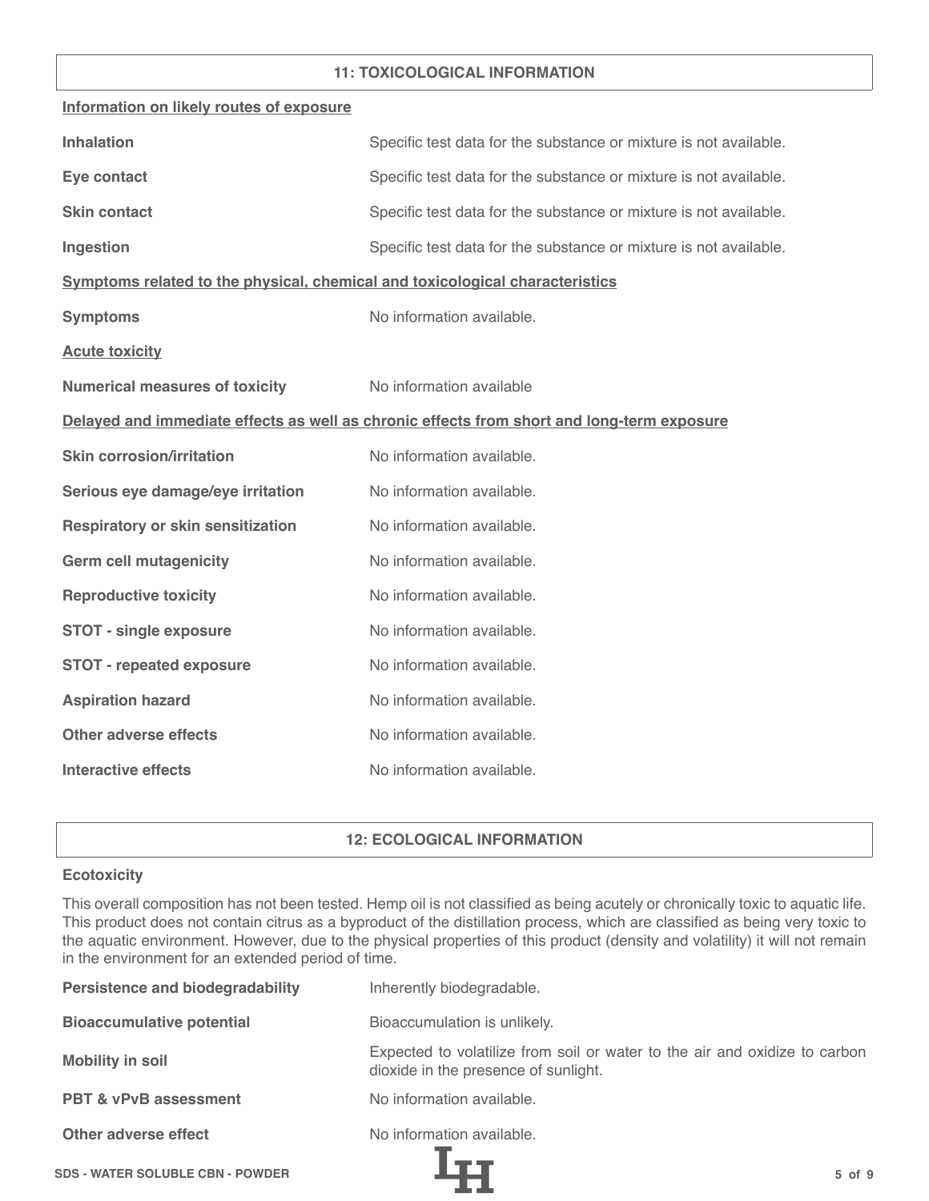## 11: TOXICOLOGICAL INFORMATION

**Information on likely routes of exposure**

| | |
|---|---|
| **Inhalation** | Specific test data for the substance or mixture is not available. |
| **Eye contact** | Specific test data for the substance or mixture is not available. |
| **Skin contact** | Specific test data for the substance or mixture is not available. |
| **Ingestion** | Specific test data for the substance or mixture is not available. |

**Symptoms related to the physical, chemical and toxicological characteristics**

| | |
|---|---|
| **Symptoms** | No information available. |

**Acute toxicity**

| | |
|---|---|
| **Numerical measures of toxicity** | No information available |

**Delayed and immediate effects as well as chronic effects from short and long-term exposure**

| | |
|---|---|
| **Skin corrosion/irritation** | No information available. |
| **Serious eye damage/eye irritation** | No information available. |
| **Respiratory or skin sensitization** | No information available. |
| **Germ cell mutagenicity** | No information available. |
| **Reproductive toxicity** | No information available. |
| **STOT - single exposure** | No information available. |
| **STOT - repeated exposure** | No information available. |
| **Aspiration hazard** | No information available. |
| **Other adverse effects** | No information available. |
| **Interactive effects** | No information available. |

## 12: ECOLOGICAL INFORMATION

**Ecotoxicity**

This overall composition has not been tested. Hemp oil is not classified as being acutely or chronically toxic to aquatic life. This product does not contain citrus as a byproduct of the distillation process, which are classified as being very toxic to the aquatic environment. However, due to the physical properties of this product (density and volatility) it will not remain in the environment for an extended period of time.

| | |
|---|---|
| **Persistence and biodegradability** | Inherently biodegradable. |
| **Bioaccumulative potential** | Bioaccumulation is unlikely. |
| **Mobility in soil** | Expected to volatilize from soil or water to the air and oxidize to carbon dioxide in the presence of sunlight. |
| **PBT & vPvB assessment** | No information available. |
| **Other adverse effect** | No information available. |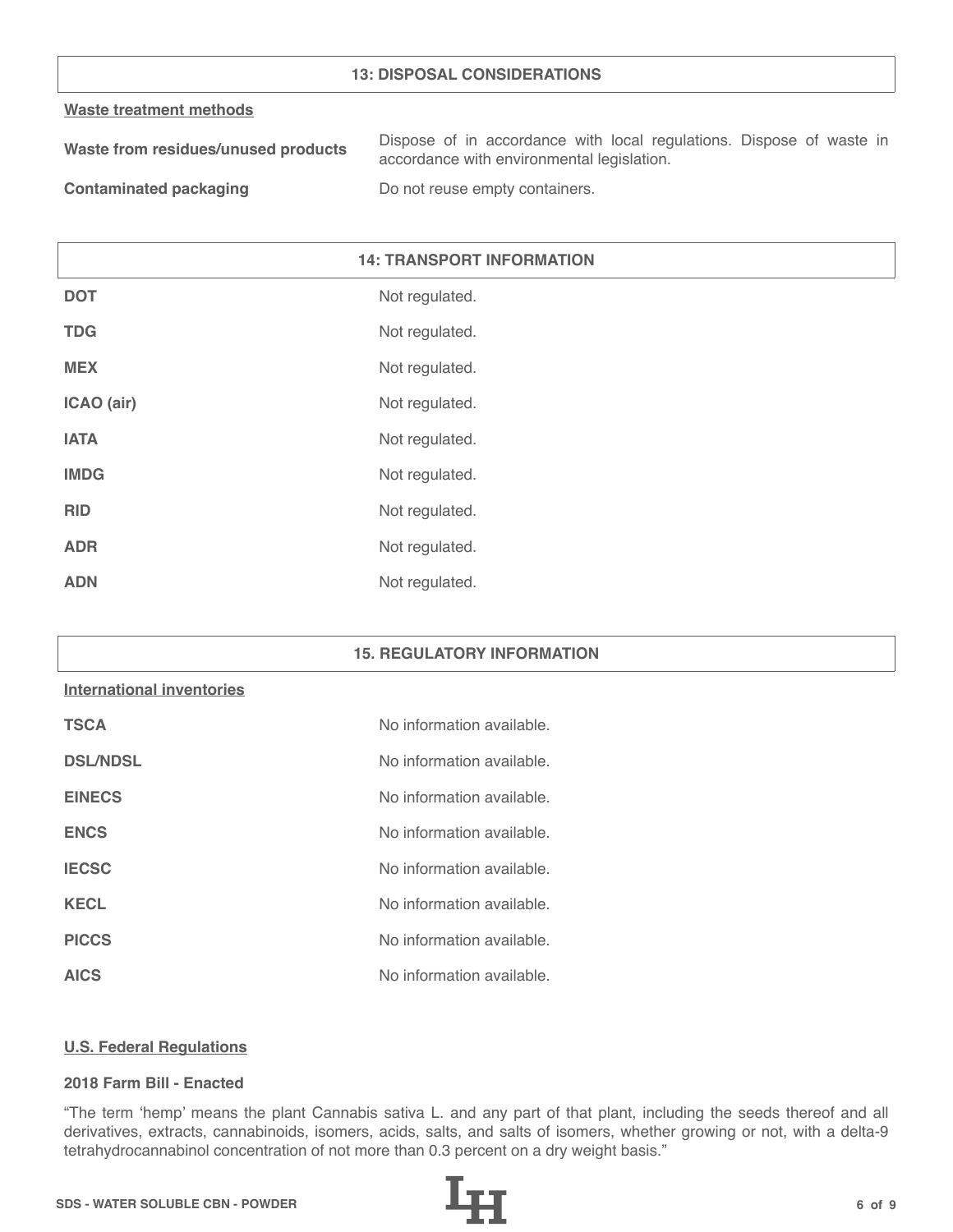## 13: DISPOSAL CONSIDERATIONS

**Waste treatment methods**

| | |
|---|---|
| **Waste from residues/unused products** | Dispose of in accordance with local regulations. Dispose of waste in accordance with environmental legislation. |
| **Contaminated packaging** | Do not reuse empty containers. |

## 14: TRANSPORT INFORMATION

| | |
|---|---|
| **DOT** | Not regulated. |
| **TDG** | Not regulated. |
| **MEX** | Not regulated. |
| **ICAO (air)** | Not regulated. |
| **IATA** | Not regulated. |
| **IMDG** | Not regulated. |
| **RID** | Not regulated. |
| **ADR** | Not regulated. |
| **ADN** | Not regulated. |

## 15. REGULATORY INFORMATION

**International inventories**

| | |
|---|---|
| **TSCA** | No information available. |
| **DSL/NDSL** | No information available. |
| **EINECS** | No information available. |
| **ENCS** | No information available. |
| **IECSC** | No information available. |
| **KECL** | No information available. |
| **PICCS** | No information available. |
| **AICS** | No information available. |

**U.S. Federal Regulations**

**2018 Farm Bill - Enacted**

"The term 'hemp' means the plant Cannabis sativa L. and any part of that plant, including the seeds thereof and all derivatives, extracts, cannabinoids, isomers, acids, salts, and salts of isomers, whether growing or not, with a delta-9 tetrahydrocannabinol concentration of not more than 0.3 percent on a dry weight basis."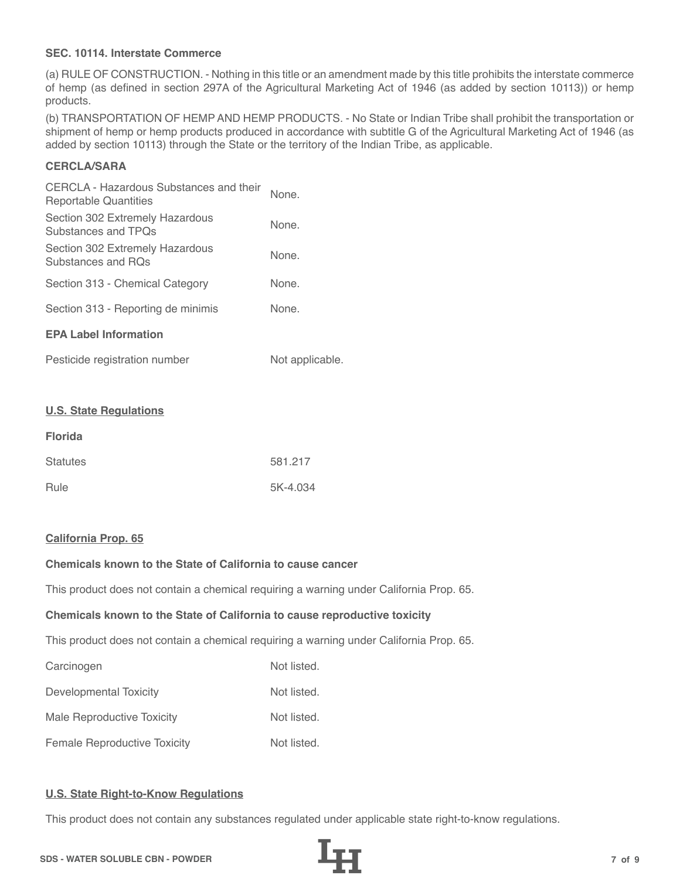**SEC. 10114. Interstate Commerce**

(a) RULE OF CONSTRUCTION. - Nothing in this title or an amendment made by this title prohibits the interstate commerce of hemp (as defined in section 297A of the Agricultural Marketing Act of 1946 (as added by section 10113)) or hemp products.

(b) TRANSPORTATION OF HEMP AND HEMP PRODUCTS. - No State or Indian Tribe shall prohibit the transportation or shipment of hemp or hemp products produced in accordance with subtitle G of the Agricultural Marketing Act of 1946 (as added by section 10113) through the State or the territory of the Indian Tribe, as applicable.

**CERCLA/SARA**

| | |
|---|---|
| CERCLA - Hazardous Substances and their Reportable Quantities | None. |
| Section 302 Extremely Hazardous Substances and TPQs | None. |
| Section 302 Extremely Hazardous Substances and RQs | None. |
| Section 313 - Chemical Category | None. |
| Section 313 - Reporting de minimis | None. |

**EPA Label Information**

| | |
|---|---|
| Pesticide registration number | Not applicable. |

## U.S. State Regulations

**Florida**

| | |
|---|---|
| Statutes | 581.217 |
| Rule | 5K-4.034 |

## California Prop. 65

**Chemicals known to the State of California to cause cancer**

This product does not contain a chemical requiring a warning under California Prop. 65.

**Chemicals known to the State of California to cause reproductive toxicity**

This product does not contain a chemical requiring a warning under California Prop. 65.

| | |
|---|---|
| Carcinogen | Not listed. |
| Developmental Toxicity | Not listed. |
| Male Reproductive Toxicity | Not listed. |
| Female Reproductive Toxicity | Not listed. |

## U.S. State Right-to-Know Regulations

This product does not contain any substances regulated under applicable state right-to-know regulations.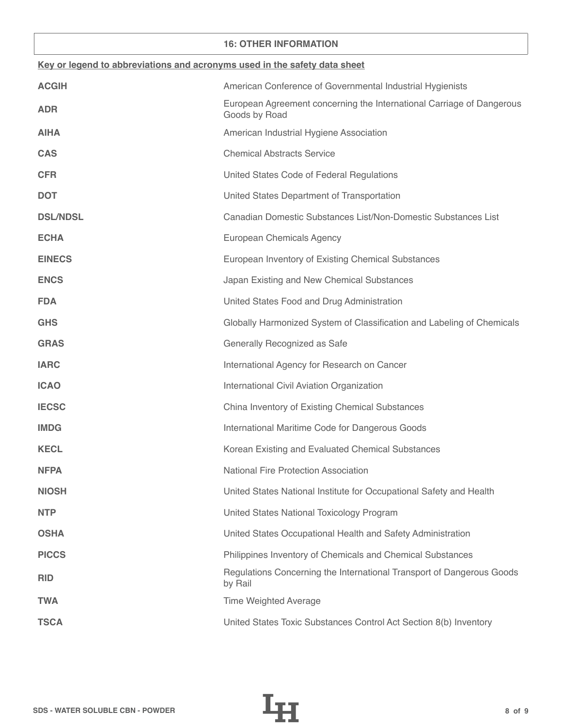## 16: OTHER INFORMATION

**Key or legend to abbreviations and acronyms used in the safety data sheet**

| Abbreviation | Meaning |
| --- | --- |
| **ACGIH** | American Conference of Governmental Industrial Hygienists |
| **ADR** | European Agreement concerning the International Carriage of Dangerous Goods by Road |
| **AIHA** | American Industrial Hygiene Association |
| **CAS** | Chemical Abstracts Service |
| **CFR** | United States Code of Federal Regulations |
| **DOT** | United States Department of Transportation |
| **DSL/NDSL** | Canadian Domestic Substances List/Non-Domestic Substances List |
| **ECHA** | European Chemicals Agency |
| **EINECS** | European Inventory of Existing Chemical Substances |
| **ENCS** | Japan Existing and New Chemical Substances |
| **FDA** | United States Food and Drug Administration |
| **GHS** | Globally Harmonized System of Classification and Labeling of Chemicals |
| **GRAS** | Generally Recognized as Safe |
| **IARC** | International Agency for Research on Cancer |
| **ICAO** | International Civil Aviation Organization |
| **IECSC** | China Inventory of Existing Chemical Substances |
| **IMDG** | International Maritime Code for Dangerous Goods |
| **KECL** | Korean Existing and Evaluated Chemical Substances |
| **NFPA** | National Fire Protection Association |
| **NIOSH** | United States National Institute for Occupational Safety and Health |
| **NTP** | United States National Toxicology Program |
| **OSHA** | United States Occupational Health and Safety Administration |
| **PICCS** | Philippines Inventory of Chemicals and Chemical Substances |
| **RID** | Regulations Concerning the International Transport of Dangerous Goods by Rail |
| **TWA** | Time Weighted Average |
| **TSCA** | United States Toxic Substances Control Act Section 8(b) Inventory |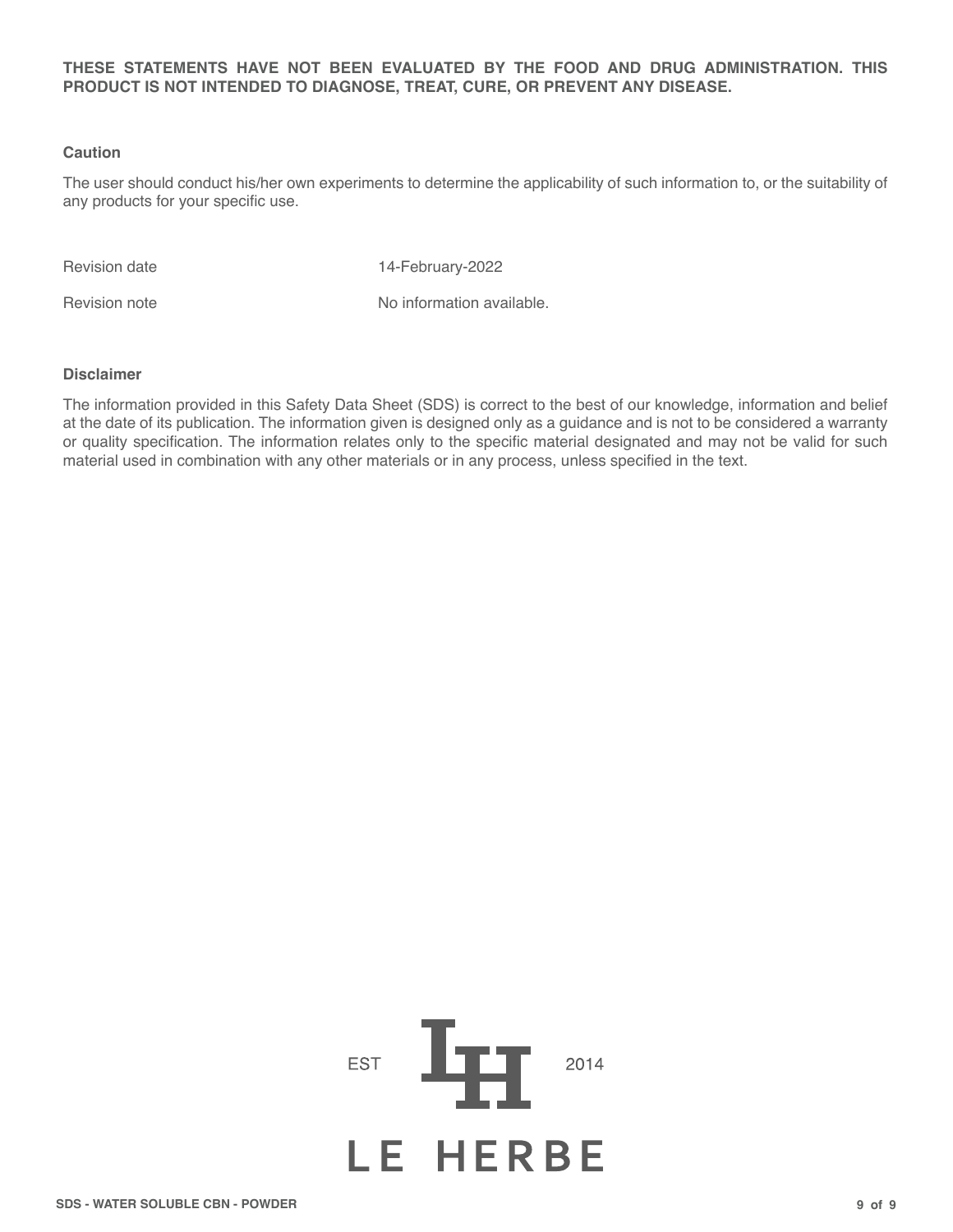**THESE STATEMENTS HAVE NOT BEEN EVALUATED BY THE FOOD AND DRUG ADMINISTRATION. THIS PRODUCT IS NOT INTENDED TO DIAGNOSE, TREAT, CURE, OR PREVENT ANY DISEASE.**

**Caution**

The user should conduct his/her own experiments to determine the applicability of such information to, or the suitability of any products for your specific use.

| | |
|---|---|
| Revision date | 14-February-2022 |
| Revision note | No information available. |

**Disclaimer**

The information provided in this Safety Data Sheet (SDS) is correct to the best of our knowledge, information and belief at the date of its publication. The information given is designed only as a guidance and is not to be considered a warranty or quality specification. The information relates only to the specific material designated and may not be valid for such material used in combination with any other materials or in any process, unless specified in the text.

EST 2014

LE HERBE